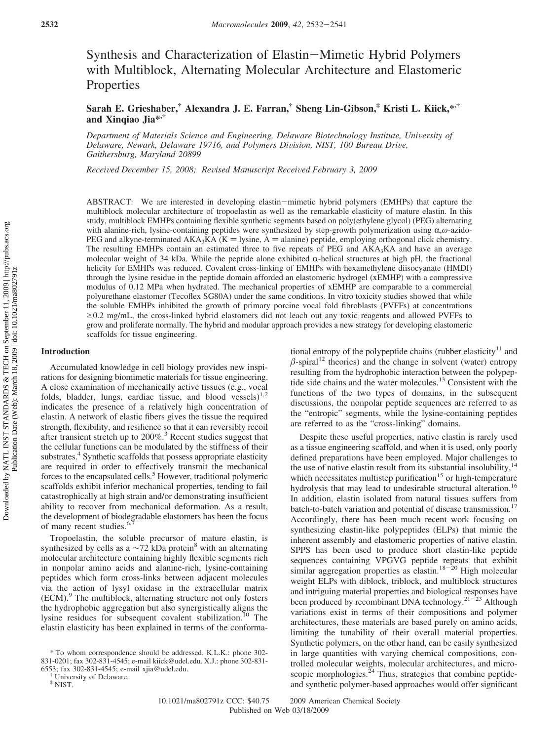# Synthesis and Characterization of Elastin–Mimetic Hybrid Polymers with Multiblock, Alternating Molecular Architecture and Elastomeric Properties

**Sarah E. Grieshaber,[†] Alexandra J. E. Farran,[†] Sheng Lin-Gibson,[‡] Kristi L. Kiick,*[,†] and Xinqiao Jia*[,†]**

*Department of Materials Science and Engineering, Delaware Biotechnology Institute, University of Delaware, Newark, Delaware 19716, and Polymers Division, NIST, 100 Bureau Drive, Gaithersburg, Maryland 20899*

*Received December 15, 2008; Revised Manuscript Received February 3, 2009*

ABSTRACT: We are interested in developing elastin–mimetic hybrid polymers (EMHPs) that capture the multiblock molecular architecture of tropoelastin as well as the remarkable elasticity of mature elastin. In this study, multiblock EMHPs containing flexible synthetic segments based on poly(ethylene glycol) (PEG) alternating with alanine-rich, lysine-containing peptides were synthesized by step-growth polymerization using α,ω-azido-PEG and alkyne-terminated $AKA_3KA$ (K = lysine, A = alanine) peptide, employing orthogonal click chemistry. The resulting EMHPs contain an estimated three to five repeats of PEG and $AKA_3KA$ and have an average molecular weight of 34 kDa. While the peptide alone exhibited α-helical structures at high pH, the fractional helicity for EMHPs was reduced. Covalent cross-linking of EMHPs with hexamethylene diisocyanate (HMDI) through the lysine residue in the peptide domain afforded an elastomeric hydrogel (xEMHP) with a compressive modulus of 0.12 MPa when hydrated. The mechanical properties of xEMHP are comparable to a commercial polyurethane elastomer (Tecoflex SG80A) under the same conditions. In vitro toxicity showed that while the soluble EMHPs inhibited the growth of primary porcine vocal fold fibroblasts (PVFFs) at concentrations ≥0.2 mg/mL, the cross-linked hybrid elastomers did not leach out any toxic reagents and allowed PVFFs to grow and proliferate normally. The hybrid and modular approach provides a new strategy for developing elastomeric scaffolds for tissue engineering.

## Introduction

Accumulated knowledge in cell biology provides new inspirations for designing biomimetic materials for tissue engineering. A close examination of mechanically active tissues (e.g., vocal folds, bladder, lungs, cardiac tissue, and blood vessels)[1,2] indicates the presence of a relatively high concentration of elastin. A network of elastic fibers gives the tissue the required strength, flexibility, and resilience so that it can reversibly recoil after transient stretch up to 200%.[3] Recent studies suggest that the cellular functions can be modulated by the stiffness of their substrates.[4] Synthetic scaffolds that possess appropriate elasticity are required in order to effectively transmit the mechanical forces to the encapsulated cells.[5] However, traditional polymeric scaffolds exhibit inferior mechanical properties, tending to fail catastrophically at high strain and/or demonstrating insufficient ability to recover from mechanical deformation. As a result, the development of biodegradable elastomers has been the focus of many recent studies.[6,7]

Tropoelastin, the soluble precursor of mature elastin, is synthesized by cells as a ~72 kDa protein[8] with an alternating molecular architecture containing highly flexible segments rich in nonpolar amino acids and alanine-rich, lysine-containing peptides which form cross-links between adjacent molecules via the action of lysyl oxidase in the extracellular matrix (ECM).[9] The multiblock, alternating structure not only fosters the hydrophobic aggregation but also synergistically aligns the lysine residues for subsequent covalent stabilization.[10] The elastin elasticity has been explained in terms of the conformational entropy of the polypeptide chains (rubber elasticity[11] and β-spiral[12] theories) and the change in solvent (water) entropy resulting from the hydrophobic interaction between the polypeptide side chains and the water molecules.[13] Consistent with the functions of the two types of domains, in the subsequent discussions, the nonpolar peptide sequences are referred to as the "entropic" segments, while the lysine-containing peptides are referred to as the "cross-linking" domains.

Despite these useful properties, native elastin is rarely used as a tissue engineering scaffold, and when it is used, only poorly defined preparations have been employed. Major challenges to the use of native elastin result from its substantial insolubility,[14] which necessitates multistep purification[15] or high-temperature hydrolysis that may lead to undesirable structural alteration.[16] In addition, elastin isolated from natural tissues suffers from batch-to-batch variation and potential of disease transmission.[17] Accordingly, there has been much recent work focusing on synthesizing elastin-like polypeptides (ELPs) that mimic the inherent assembly and elastomeric properties of native elastin. SPPS has been used to produce short elastin-like peptide sequences containing VPGVG peptide repeats that exhibit similar aggregation properties as elastin.[18−20] High molecular weight ELPs with diblock, triblock, and multiblock structures and intriguing material properties and biological responses have been produced by recombinant DNA technology.[21−23] Although variations exist in terms of their compositions and polymer architectures, these materials are based purely on amino acids, limiting the tunability of their overall material properties. Synthetic polymers, on the other hand, can be easily synthesized in large quantities with varying chemical compositions, controlled molecular weights, molecular architectures, and microscopic morphologies.[24] Thus, strategies that combine peptide- and synthetic polymer-based approaches would offer significant

\* To whom correspondence should be addressed. K.L.K.: phone 302-831-0201; fax 302-831-4545; e-mail kiick@udel.edu. X.J.: phone 302-831-6553; fax 302-831-4545; e-mail xjia@udel.edu.
[†] University of Delaware.
[‡] NIST.

10.1021/ma802791z CCC: $40.75 © 2009 American Chemical Society
Published on Web 03/18/2009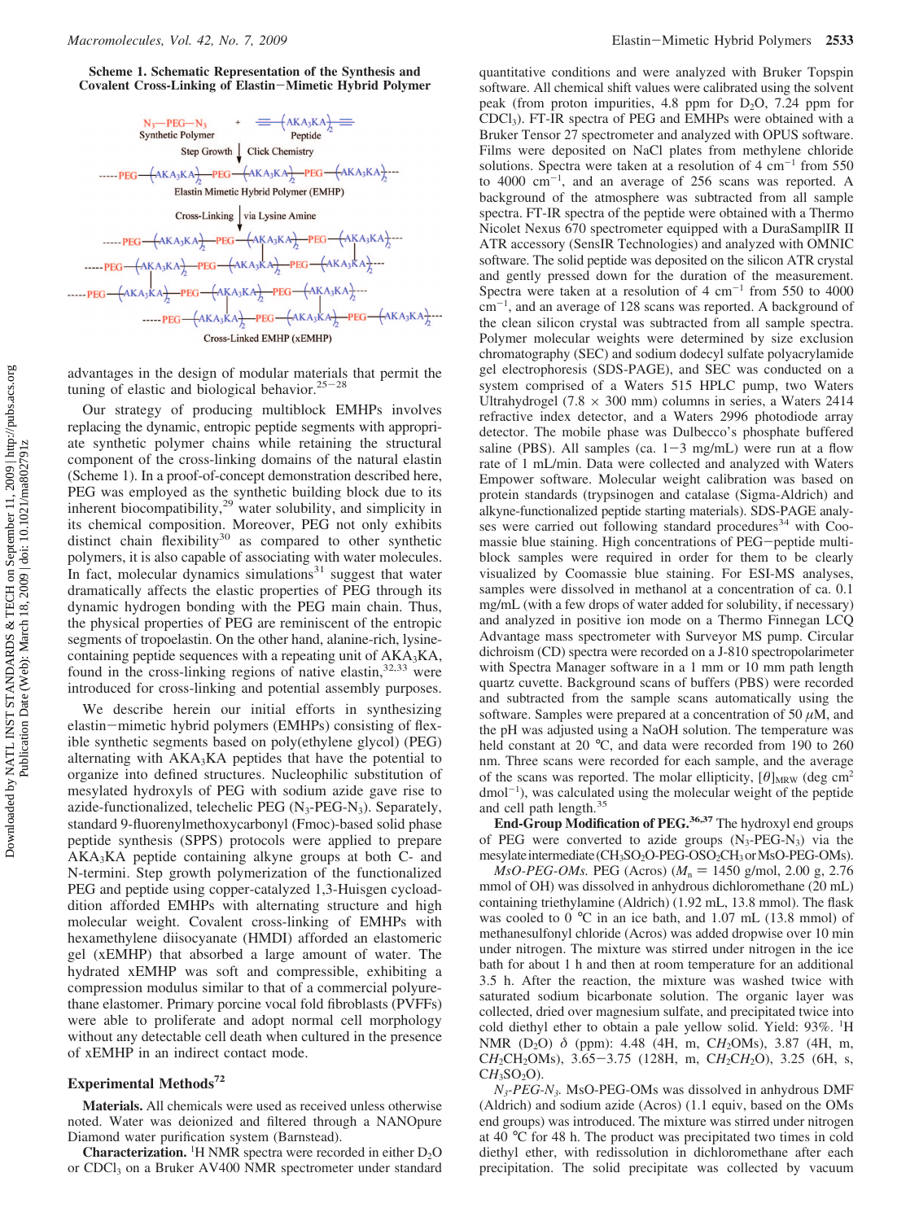**Scheme 1. Schematic Representation of the Synthesis and Covalent Cross-Linking of Elastin−Mimetic Hybrid Polymer**

advantages in the design of modular materials that permit the tuning of elastic and biological behavior.[25−28]

Our strategy of producing multiblock EMHPs involves replacing the dynamic, entropic peptide segments with appropriate synthetic polymer chains while retaining the structural component of the cross-linking domains of the natural elastin (Scheme 1). In a proof-of-concept demonstration described here, PEG was employed as the synthetic building block due to its inherent biocompatibility,[29] water solubility, and simplicity in its chemical composition. Moreover, PEG not only exhibits distinct chain flexibility[30] as compared to other synthetic polymers, it is also capable of associating with water molecules. In fact, molecular dynamics simulations[31] suggest that water dramatically affects the elastic properties of PEG through its dynamic hydrogen bonding with the PEG main chain. Thus, the physical properties of PEG are reminiscent of the entropic segments of tropoelastin. On the other hand, alanine-rich, lysine-containing peptide sequences with a repeating unit of $AKA_3KA$, found in the cross-linking regions of native elastin,[32,33] were introduced for cross-linking and potential assembly purposes.

We describe herein our initial efforts in synthesizing elastin−mimetic hybrid polymers (EMHPs) consisting of flexible synthetic segments based on poly(ethylene glycol) (PEG) alternating with $AKA_3KA$ peptides that have the potential to organize into defined structures. Nucleophilic substitution of mesylated hydroxyls of PEG with sodium azide gave rise to azide-functionalized, telechelic PEG ($N_3$-PEG-$N_3$). Separately, standard 9-fluorenylmethoxycarbonyl (Fmoc)-based solid phase peptide synthesis (SPPS) protocols were applied to prepare $AKA_3KA$ peptide containing alkyne groups at both C- and N-termini. Step growth polymerization of the functionalized PEG and peptide using copper-catalyzed 1,3-Huisgen cycloaddition afforded EMHPs with alternating structure and high molecular weight. Covalent cross-linking of EMHPs with hexamethylene diisocyanate (HMDI) afforded an elastomeric gel (xEMHP) that absorbed a large amount of water. The hydrated xEMHP was soft and compressible, exhibiting a compression modulus similar to that of a commercial polyurethane elastomer. Primary porcine vocal fold fibroblasts (PVFFs) were able to proliferate and adopt normal cell morphology without any detectable cell death when cultured in the presence of xEMHP in an indirect contact mode.

## Experimental Methods[72]

**Materials.** All chemicals were used as received unless otherwise noted. Water was deionized and filtered through a NANOpure Diamond water purification system (Barnstead).

**Characterization.** $^1$H NMR spectra were recorded in either $D_2O$ or $CDCl_3$ on a Bruker AV400 NMR spectrometer under standard quantitative conditions and were analyzed with Bruker Topspin software. All chemical shift values were calibrated using the solvent peak (from proton impurities, 4.8 ppm for $D_2O$, 7.24 ppm for $CDCl_3$). FT-IR spectra of PEG and EMHPs were obtained with a Bruker Tensor 27 spectrometer and analyzed with OPUS software. Films were deposited on NaCl plates from methylene chloride solutions. Spectra were taken at a resolution of 4 $cm^{-1}$ from 550 to 4000 $cm^{-1}$, and an average of 256 scans was reported. A background of the atmosphere was subtracted from all sample spectra. FT-IR spectra of the peptide were obtained with a Thermo Nicolet Nexus 670 spectrometer equipped with a DuraSamplIR II ATR accessory (SensIR Technologies) and analyzed with OMNIC software. The solid peptide was deposited on the silicon ATR crystal and gently pressed down for the duration of the measurement. Spectra were taken at a resolution of 4 $cm^{-1}$ from 550 to 4000 $cm^{-1}$, and an average of 128 scans was reported. A background of the clean silicon crystal was subtracted from all sample spectra. Polymer molecular weights were determined by size exclusion chromatography (SEC) and sodium dodecyl sulfate polyacrylamide gel electrophoresis (SDS-PAGE), and SEC was conducted on a system comprised of a Waters 515 HPLC pump, two Waters Ultrahydrogel (7.8 × 300 mm) columns in series, a Waters 2414 refractive index detector, and a Waters 2996 photodiode array detector. The mobile phase was Dulbecco's phosphate buffered saline (PBS). All samples (ca. 1−3 mg/mL) were run at a flow rate of 1 mL/min. Data were collected and analyzed with Waters Empower software. Molecular weight calibration was based on protein standards (trypsinogen and catalase (Sigma-Aldrich) and alkyne-functionalized peptide starting materials). SDS-PAGE analyses were carried out following standard procedures[34] with Coomassie blue staining. High concentrations of PEG−peptide multiblock samples were required in order for them to be clearly visualized by Coomassie blue staining. For ESI-MS analyses, samples were dissolved in methanol at a concentration of ca. 0.1 mg/mL (with a few drops of water added for solubility, if necessary) and analyzed in positive ion mode on a Thermo Finnegan LCQ Advantage mass spectrometer with Surveyor MS pump. Circular dichroism (CD) spectra were recorded on a J-810 spectropolarimeter with Spectra Manager software in a 1 mm or 10 mm path length quartz cuvette. Background scans of buffers (PBS) were recorded and subtracted from the sample scans automatically using the software. Samples were prepared at a concentration of 50 $\mu$M, and the pH was adjusted using a NaOH solution. The temperature was held constant at 20 °C, and data were recorded from 190 to 260 nm. Three scans were recorded for each sample, and the average of the scans was reported. The molar ellipticity, $[\theta]_{MRW}$ (deg cm$^2$ dmol$^{-1}$), was calculated using the molecular weight of the peptide and cell path length.[35]

**End-Group Modification of PEG.**[36,37] The hydroxyl end groups of PEG were converted to azide groups ($N_3$-PEG-$N_3$) via the mesylate intermediate ($CH_3SO_2O$-PEG-$OSO_2CH_3$ or MsO-PEG-OMs).

*MsO-PEG-OMs.* PEG (Acros) ($M_n$ = 1450 g/mol, 2.00 g, 2.76 mmol of OH) was dissolved in anhydrous dichloromethane (20 mL) containing triethylamine (Aldrich) (1.92 mL, 13.8 mmol). The flask was cooled to 0 °C in an ice bath, and 1.07 mL (13.8 mmol) of methanesulfonyl chloride (Acros) was added dropwise over 10 min under nitrogen. The mixture was stirred under nitrogen in the ice bath for about 1 h and then at room temperature for an additional 3.5 h. After the reaction, the mixture was washed twice with saturated sodium bicarbonate solution. The organic layer was collected, dried over magnesium sulfate, and precipitated twice into cold diethyl ether to obtain a pale yellow solid. Yield: 93%. $^1$H NMR ($D_2O$) $\delta$ (ppm): 4.48 (4H, m, $CH_2$OMs), 3.87 (4H, m, $CH_2CH_2$OMs), 3.65−3.75 (128H, m, $CH_2CH_2$O), 3.25 (6H, s, $CH_3SO_2$O).

*$N_3$-PEG-$N_3$.* MsO-PEG-OMs was dissolved in anhydrous DMF (Aldrich) and sodium azide (Acros) (1.1 equiv, based on the OMs end groups) was introduced. The mixture was stirred under nitrogen at 40 °C for 48 h. The product was precipitated two times in cold diethyl ether, with redissolution in dichloromethane after each precipitation. The solid precipitate was collected by vacuum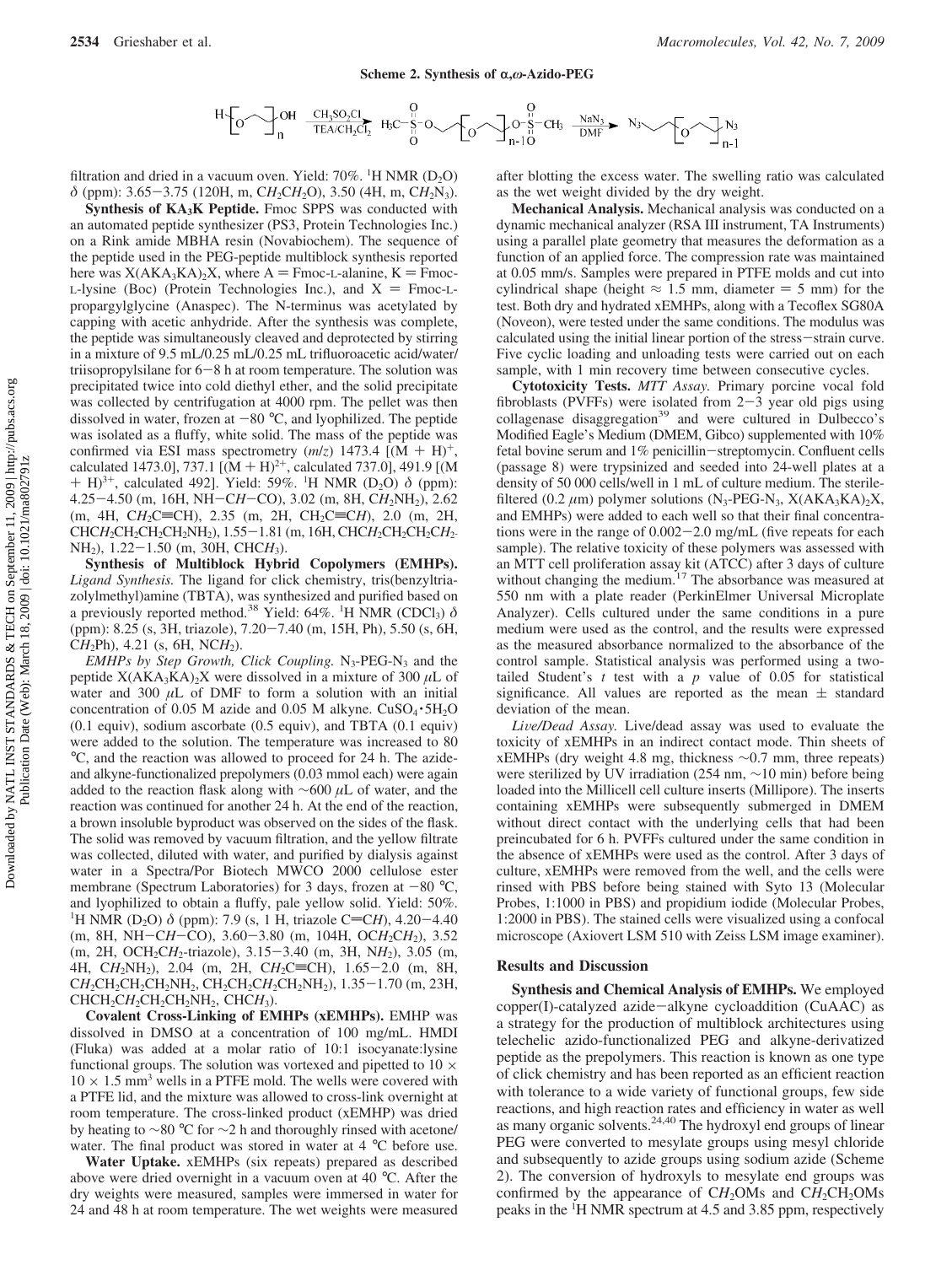**Scheme 2. Synthesis of α,ω-Azido-PEG**

$$\mathrm{H{-}[O\!\!\sim\!\!\sim]_n{-}OH} \xrightarrow[\mathrm{TEA/CH_2Cl_2}]{\mathrm{CH_3SO_2Cl}} \mathrm{H_3C{-}S(=O)_2{-}O\!\!\sim\!\![O\!\!\sim\!\!\sim]_{n-1}O{-}S(=O)_2{-}CH_3} \xrightarrow[\mathrm{DMF}]{\mathrm{NaN_3}} \mathrm{N_3\!\!\sim\!\![O\!\!\sim\!\!\sim]_{n-1}N_3}$$

filtration and dried in a vacuum oven. Yield: 70%. $^1$H NMR ($D_2O$) δ (ppm): 3.65−3.75 (120H, m, C$H_2$C$H_2$O), 3.50 (4H, m, C$H_2$N$_3$).

**Synthesis of KA$_3$K Peptide.** Fmoc SPPS was conducted with an automated peptide synthesizer (PS3, Protein Technologies Inc.) on a Rink amide MBHA resin (Novabiochem). The sequence of the peptide used in the PEG-peptide multiblock synthesis reported here was X(AKA$_3$KA)$_2$X, where A = Fmoc-L-alanine, K = Fmoc-L-lysine (Boc) (Protein Technologies Inc.), and X = Fmoc-L-propargylglycine (Anaspec). The N-terminus was acetylated by capping with acetic anhydride. After the synthesis was complete, the peptide was simultaneously cleaved and deprotected by stirring in a mixture of 9.5 mL/0.25 mL/0.25 mL trifluoroacetic acid/water/triisopropylsilane for 6−8 h at room temperature. The solution was precipitated twice into cold diethyl ether, and the solid precipitate was collected by centrifugation at 4000 rpm. The pellet was then dissolved in water, frozen at −80 °C, and lyophilized. The peptide was isolated as a fluffy, white solid. The mass of the peptide was confirmed via ESI mass spectrometry (*m*/*z*) 1473.4 [(M + H)$^+$, calculated 1473.0], 737.1 [(M + H)$^{2+}$, calculated 737.0], 491.9 [(M + H)$^{3+}$, calculated 492]. Yield: 59%. $^1$H NMR ($D_2O$) δ (ppm): 4.25−4.50 (m, 16H, NH−C*H*−CO), 3.02 (m, 8H, C$H_2$NH$_2$), 2.62 (m, 4H, C$H_2$C≡CH), 2.35 (m, 2H, CH$_2$C≡C*H*), 2.0 (m, 2H, CHC$H_2$CH$_2$CH$_2$CH$_2$NH$_2$), 1.55−1.81 (m, 16H, CHC$H_2$CH$_2$CH$_2$C$H_2$NH$_2$), 1.22−1.50 (m, 30H, CHC$H_3$).

**Synthesis of Multiblock Hybrid Copolymers (EMHPs).** *Ligand Synthesis.* The ligand for click chemistry, tris(benzyltriazolylmethyl)amine (TBTA), was synthesized and purified based on a previously reported method.[38] Yield: 64%. $^1$H NMR (CDCl$_3$) δ (ppm): 8.25 (s, 3H, triazole), 7.20−7.40 (m, 15H, Ph), 5.50 (s, 6H, C$H_2$Ph), 4.21 (s, 6H, NC$H_2$).

*EMHPs by Step Growth, Click Coupling.* N$_3$-PEG-N$_3$ and the peptide X(AKA$_3$KA)$_2$X were dissolved in a mixture of 300 μL of water and 300 μL of DMF to form a solution with an initial concentration of 0.05 M azide and 0.05 M alkyne. $CuSO_4\cdot 5H_2O$ (0.1 equiv), sodium ascorbate (0.5 equiv), and TBTA (0.1 equiv) were added to the solution. The temperature was increased to 80 °C, and the reaction was allowed to proceed for 24 h. The azide- and alkyne-functionalized prepolymers (0.03 mmol each) were again added to the reaction flask along with ∼600 μL of water, and the reaction was continued for another 24 h. At the end of the reaction, a brown insoluble byproduct was observed on the sides of the flask. The solid was removed by vacuum filtration, and the yellow filtrate was collected, diluted with water, and purified by dialysis against water in a Spectra/Por Biotech MWCO 2000 cellulose ester membrane (Spectrum Laboratories) for 3 days, frozen at −80 °C, and lyophilized to obtain a fluffy, pale yellow solid. Yield: 50%. $^1$H NMR ($D_2O$) δ (ppm): 7.9 (s, 1 H, triazole C=C*H*), 4.20−4.40 (m, 8H, NH−C*H*−CO), 3.60−3.80 (m, 104H, OC$H_2$C$H_2$), 3.52 (m, 2H, OCH$_2$C$H_2$-triazole), 3.15−3.40 (m, 3H, N$H_2$), 3.05 (m, 4H, C$H_2$NH$_2$), 2.04 (m, 2H, C$H_2$C≡CH), 1.65−2.0 (m, 8H, C$H_2$CH$_2$CH$_2$CH$_2$NH$_2$, CH$_2$CH$_2$C$H_2$CH$_2$NH$_2$), 1.35−1.70 (m, 23H, CHCH$_2$C$H_2$CH$_2$CH$_2$NH$_2$, CHC$H_3$).

**Covalent Cross-Linking of EMHPs (xEMHPs).** EMHP was dissolved in DMSO at a concentration of 100 mg/mL. HMDI (Fluka) was added at a molar ratio of 10:1 isocyanate:lysine functional groups. The solution was vortexed and pipetted to 10 × 10 × 1.5 mm$^3$ wells in a PTFE mold. The wells were covered with a PTFE lid, and the mixture was allowed to cross-link overnight at room temperature. The cross-linked product (xEMHP) was dried by heating to ∼80 °C for ∼2 h and thoroughly rinsed with acetone/water. The final product was stored in water at 4 °C before use.

**Water Uptake.** xEMHPs (six repeats) prepared as described above were dried overnight in a vacuum oven at 40 °C. After the dry weights were measured, samples were immersed in water for 24 and 48 h at room temperature. The wet weights were measured after blotting the excess water. The swelling ratio was calculated as the wet weight divided by the dry weight.

**Mechanical Analysis.** Mechanical analysis was conducted on a dynamic mechanical analyzer (RSA III instrument, TA Instruments) using a parallel plate geometry that measures the deformation as a function of an applied force. The compression rate was maintained at 0.05 mm/s. Samples were prepared in PTFE molds and cut into cylindrical shape (height ≈ 1.5 mm, diameter = 5 mm) for the test. Both dry and hydrated xEMHPs, along with a Tecoflex SG80A (Noveon), were tested under the same conditions. The modulus was calculated using the initial linear portion of the stress−strain curve. Five cyclic loading and unloading tests were carried out on each sample, with 1 min recovery time between consecutive cycles.

**Cytotoxicity Tests.** *MTT Assay.* Primary porcine vocal fold fibroblasts (PVFFs) were isolated from 2−3 year old pigs using collagenase disaggregation[39] and were cultured in Dulbecco's Modified Eagle's Medium (DMEM, Gibco) supplemented with 10% fetal bovine serum and 1% penicillin−streptomycin. Confluent cells (passage 8) were trypsinized and seeded into 24-well plates at a density of 50 000 cells/well in 1 mL of culture medium. The sterile-filtered (0.2 μm) polymer solutions (N$_3$-PEG-N$_3$, X(AKA$_3$KA)$_2$X, and EMHPs) were added to each well so that their final concentrations were in the range of 0.002−2.0 mg/mL (five repeats for each sample). The relative toxicity of these polymers was assessed with an MTT cell proliferation assay kit (ATCC) after 3 days of culture without changing the medium.[17] The absorbance was measured at 550 nm with a plate reader (PerkinElmer Universal Microplate Analyzer). Cells cultured under the same conditions in a pure medium were used as the control, and the results were expressed as the measured absorbance normalized to the absorbance of the control sample. Statistical analysis was performed using a two-tailed Student's *t* test with a *p* value of 0.05 for statistical significance. All values are reported as the mean ± standard deviation of the mean.

*Live/Dead Assay.* Live/dead assay was used to evaluate the toxicity of xEMHPs in an indirect contact mode. Thin sheets of xEMHPs (dry weight 4.8 mg, thickness ∼0.7 mm, three repeats) were sterilized by UV irradiation (254 nm, ∼10 min) before being loaded into the Millicell cell culture inserts (Millipore). The inserts containing xEMHPs were subsequently submerged in DMEM without direct contact with the underlying cells that had been preincubated for 6 h. PVFFs cultured under the same condition in the absence of xEMHPs were used as the control. After 3 days of culture, xEMHPs were removed from the well, and the cells were rinsed with PBS before being stained with Syto 13 (Molecular Probes, 1:1000 in PBS) and propidium iodide (Molecular Probes, 1:2000 in PBS). The stained cells were visualized using a confocal microscope (Axiovert LSM 510 with Zeiss LSM image examiner).

## Results and Discussion

**Synthesis and Chemical Analysis of EMHPs.** We employed copper(I)-catalyzed azide−alkyne cycloaddition (CuAAC) as a strategy for the production of multiblock architectures using telechelic azido-functionalized PEG and alkyne-derivatized peptide as the prepolymers. This reaction is known as one type of click chemistry and has been reported as an efficient reaction with tolerance to a wide variety of functional groups, few side reactions, and high reaction rates and efficiency in water as well as many organic solvents.[24,40] The hydroxyl end groups of linear PEG were converted to mesylate groups using mesyl chloride and subsequently to azide groups using sodium azide (Scheme 2). The conversion of hydroxyls to mesylate end groups was confirmed by the appearance of C$H_2$OMs and C$H_2$CH$_2$OMs peaks in the $^1$H NMR spectrum at 4.5 and 3.85 ppm, respectively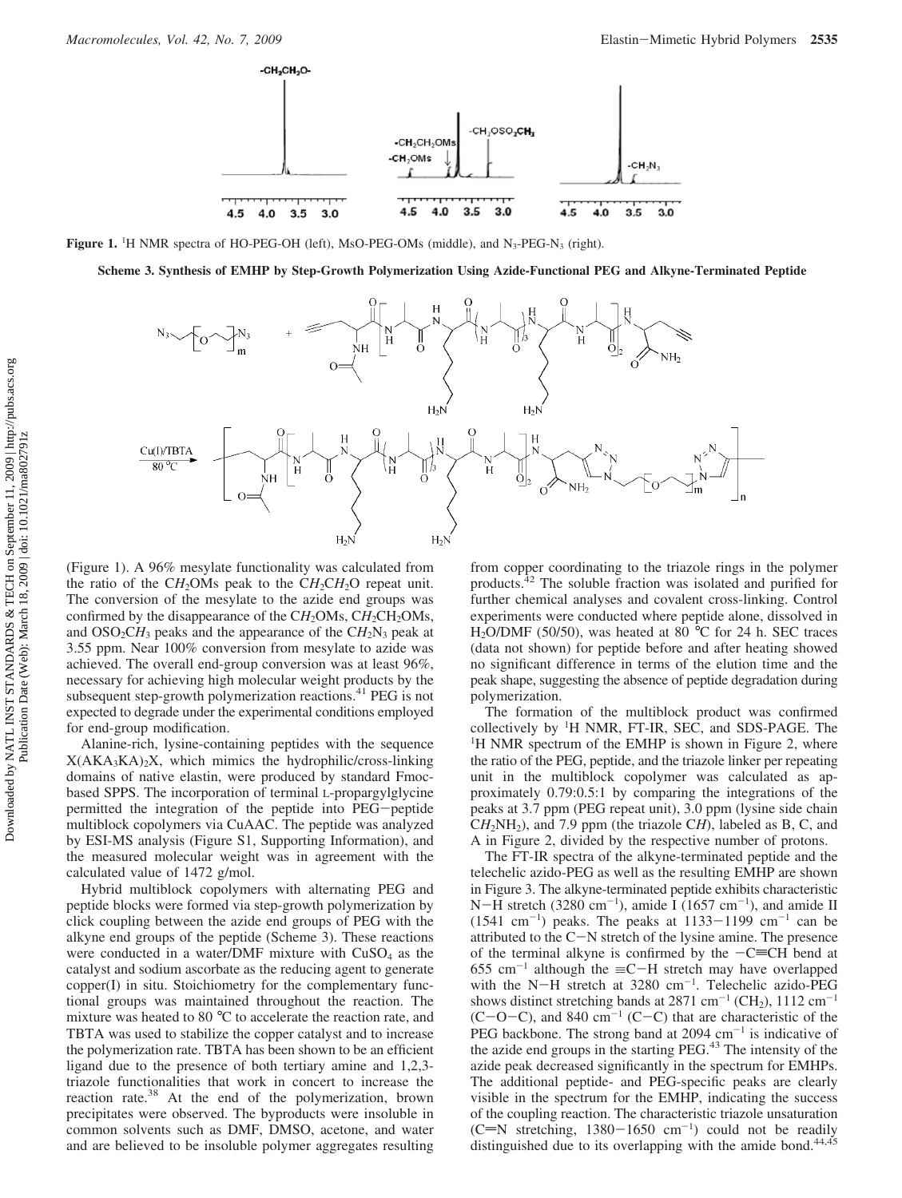**Figure 1.** $^1$H NMR spectra of HO-PEG-OH (left), MsO-PEG-OMs (middle), and $N_3$-PEG-$N_3$ (right).

**Scheme 3. Synthesis of EMHP by Step-Growth Polymerization Using Azide-Functional PEG and Alkyne-Terminated Peptide**

(Figure 1). A 96% mesylate functionality was calculated from the ratio of the C$H_2$OMs peak to the C$H_2$C$H_2$O repeat unit. The conversion of the mesylate to the azide end groups was confirmed by the disappearance of the C$H_2$OMs, C$H_2$CH$_2$OMs, and OSO$_2$C$H_3$ peaks and the appearance of the C$H_2$N$_3$ peak at 3.55 ppm. Near 100% conversion from mesylate to azide was achieved. The overall end-group conversion was at least 96%, necessary for achieving high molecular weight products by the subsequent step-growth polymerization reactions.[41] PEG is not expected to degrade under the experimental conditions employed for end-group modification.

Alanine-rich, lysine-containing peptides with the sequence X(AKA$_3$KA)$_2$X, which mimics the hydrophilic/cross-linking domains of native elastin, were produced by standard Fmoc-based SPPS. The incorporation of terminal L-propargylglycine permitted the integration of the peptide into PEG–peptide multiblock copolymers via CuAAC. The peptide was analyzed by ESI-MS analysis (Figure S1, Supporting Information), and the measured molecular weight was in agreement with the calculated value of 1472 g/mol.

Hybrid multiblock copolymers with alternating PEG and peptide blocks were formed via step-growth polymerization by click coupling between the azide end groups of PEG with the alkyne end groups of the peptide (Scheme 3). These reactions were conducted in a water/DMF mixture with CuSO$_4$ as the catalyst and sodium ascorbate as the reducing agent to generate copper(I) in situ. Stoichiometry for the complementary functional groups was maintained throughout the reaction. The mixture was heated to 80 °C to accelerate the reaction rate, and TBTA was used to stabilize the copper catalyst and to increase the polymerization rate. TBTA has been shown to be an efficient ligand due to the presence of both tertiary amine and 1,2,3-triazole functionalities that work in concert to increase the reaction rate.[38] At the end of the polymerization, brown precipitates were observed. The byproducts were insoluble in common solvents such as DMF, DMSO, acetone, and water and are believed to be insoluble polymer aggregates resulting from copper coordinating to the triazole rings in the polymer products.[42] The soluble fraction was isolated and purified for further chemical analyses and covalent cross-linking. Control experiments were conducted where peptide alone, dissolved in H$_2$O/DMF (50/50), was heated at 80 °C for 24 h. SEC traces (data not shown) for peptide before and after heating showed no significant difference in terms of the elution time and the peak shape, suggesting the absence of peptide degradation during polymerization.

The formation of the multiblock product was confirmed collectively by $^1$H NMR, FT-IR, SEC, and SDS-PAGE. The $^1$H NMR spectrum of the EMHP is shown in Figure 2, where the ratio of the PEG, peptide, and the triazole linker per repeating unit in the multiblock copolymer was calculated as approximately 0.79:0.5:1 by comparing the integrations of the peaks at 3.7 ppm (PEG repeat unit), 3.0 ppm (lysine side chain C$H_2$NH$_2$), and 7.9 ppm (the triazole C$H$), labeled as B, C, and A in Figure 2, divided by the respective number of protons.

The FT-IR spectra of the alkyne-terminated peptide and the telechelic azido-PEG as well as the resulting EMHP are shown in Figure 3. The alkyne-terminated peptide exhibits characteristic N–H stretch (3280 cm$^{-1}$), amide I (1657 cm$^{-1}$), and amide II (1541 cm$^{-1}$) peaks. The peaks at 1133–1199 cm$^{-1}$ can be attributed to the C–N stretch of the lysine amine. The presence of the terminal alkyne is confirmed by the –C≡CH bend at 655 cm$^{-1}$ although the ≡C–H stretch may have overlapped with the N–H stretch at 3280 cm$^{-1}$. Telechelic azido-PEG shows distinct stretching bands at 2871 cm$^{-1}$ (CH$_2$), 1112 cm$^{-1}$ (C–O–C), and 840 cm$^{-1}$ (C–C) that are characteristic of the PEG backbone. The strong band at 2094 cm$^{-1}$ is indicative of the azide end groups in the starting PEG.[43] The intensity of the azide peak decreased significantly in the spectrum for EMHPs. The additional peptide- and PEG-specific peaks are clearly visible in the spectrum for the EMHP, indicating the success of the coupling reaction. The characteristic triazole unsaturation (C=N stretching, 1380–1650 cm$^{-1}$) could not be readily distinguished due to its overlapping with the amide bond.[44,45]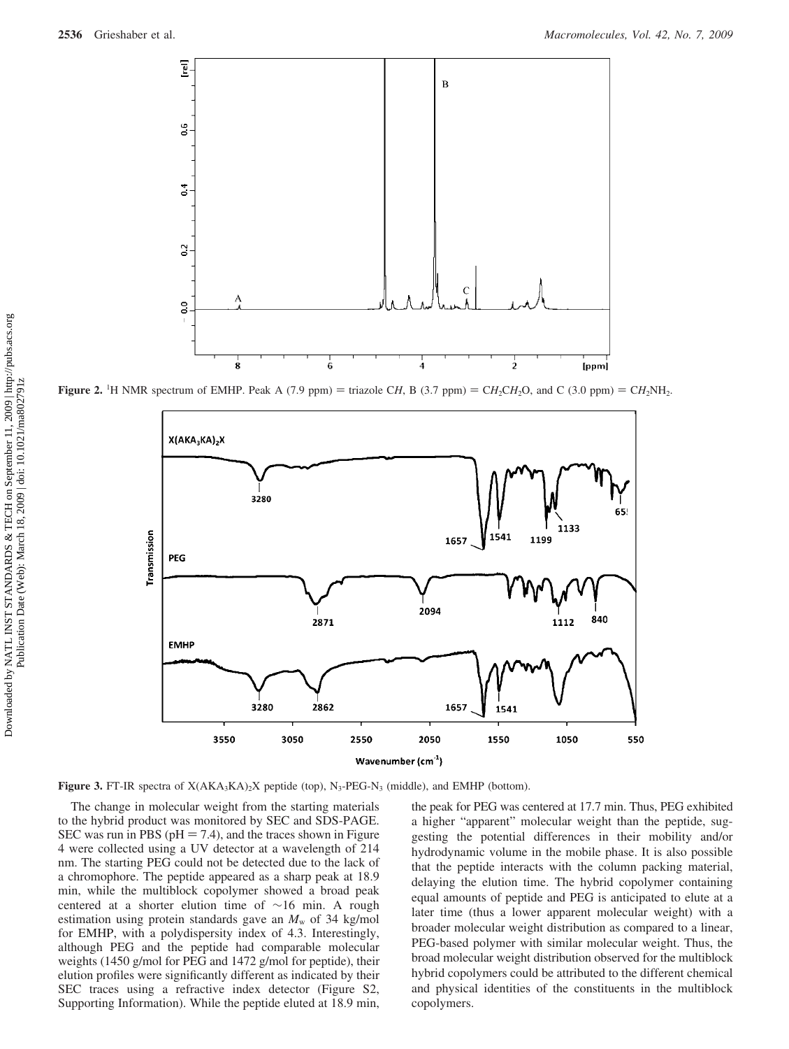**Figure 2.** $^1$H NMR spectrum of EMHP. Peak A (7.9 ppm) = triazole C$H$, B (3.7 ppm) = C$H_2$C$H_2$O, and C (3.0 ppm) = C$H_2$NH$_2$.

**Figure 3.** FT-IR spectra of X(AKA$_3$KA)$_2$X peptide (top), N$_3$-PEG-N$_3$ (middle), and EMHP (bottom).

The change in molecular weight from the starting materials to the hybrid product was monitored by SEC and SDS-PAGE. SEC was run in PBS (pH = 7.4), and the traces shown in Figure 4 were collected using a UV detector at a wavelength of 214 nm. The starting PEG could not be detected due to the lack of a chromophore. The peptide appeared as a sharp peak at 18.9 min, while the multiblock copolymer showed a broad peak centered at a shorter elution time of ~16 min. A rough estimation using protein standards gave an $M_w$ of 34 kg/mol for EMHP, with a polydispersity index of 4.3. Interestingly, although PEG and the peptide had comparable molecular weights (1450 g/mol for PEG and 1472 g/mol for peptide), their elution profiles were significantly different as indicated by their SEC traces using a refractive index detector (Figure S2, Supporting Information). While the peptide eluted at 18.9 min, the peak for PEG was centered at 17.7 min. Thus, PEG exhibited a higher "apparent" molecular weight than the peptide, suggesting the potential differences in their mobility and/or hydrodynamic volume in the mobile phase. It is also possible that the peptide interacts with the column packing material, delaying the elution time. The hybrid copolymer containing equal amounts of peptide and PEG is anticipated to elute at a later time (thus a lower apparent molecular weight) with a broader molecular weight distribution as compared to a linear, PEG-based polymer with similar molecular weight. Thus, the broad molecular weight distribution observed for the multiblock hybrid copolymers could be attributed to the different chemical and physical identities of the constituents in the multiblock copolymers.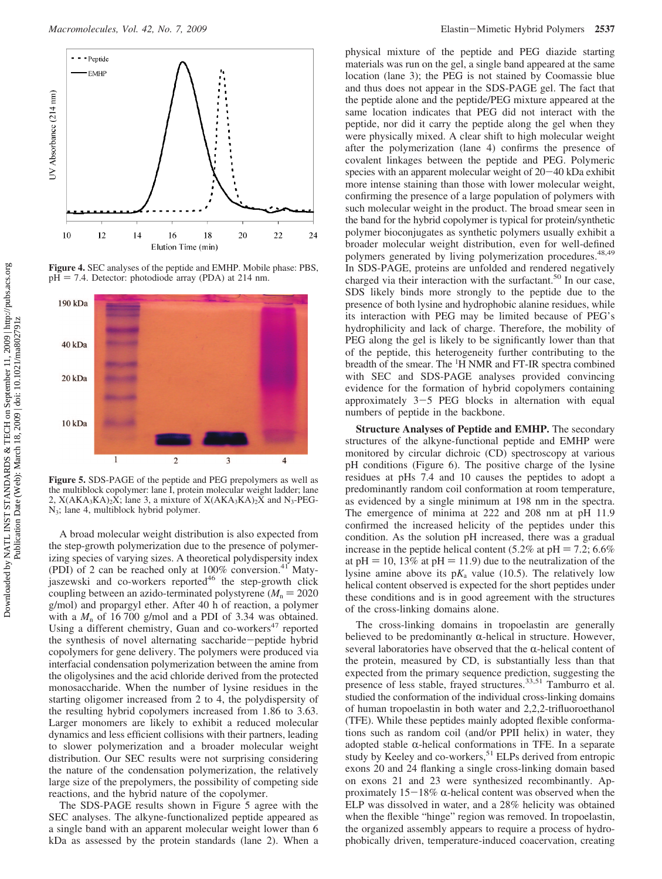Figure 4. SEC analyses of the peptide and EMHP. Mobile phase: PBS, pH = 7.4. Detector: photodiode array (PDA) at 214 nm.

Figure 5. SDS-PAGE of the peptide and PEG prepolymers as well as the multiblock copolymer: lane I, protein molecular weight ladder; lane 2, $X(AKA_3KA)_2X$; lane 3, a mixture of $X(AKA_3KA)_2X$ and $N_3$-PEG-$N_3$; lane 4, multiblock hybrid polymer.

A broad molecular weight distribution is also expected from the step-growth polymerization due to the presence of polymerizing species of varying sizes. A theoretical polydispersity index (PDI) of 2 can be reached only at 100% conversion.[41] Matyjaszewski and co-workers reported[46] the step-growth click coupling between an azido-terminated polystyrene ($M_n$ = 2020 g/mol) and propargyl ether. After 40 h of reaction, a polymer with a $M_n$ of 16 700 g/mol and a PDI of 3.34 was obtained. Using a different chemistry, Guan and co-workers[47] reported the synthesis of novel alternating saccharide−peptide hybrid copolymers for gene delivery. The polymers were produced via interfacial condensation polymerization between the amine from the oligolysines and the acid chloride derived from the protected monosaccharide. When the number of lysine residues in the starting oligomer increased from 2 to 4, the polydispersity of the resulting hybrid copolymers increased from 1.86 to 3.63. Larger monomers are likely to exhibit a reduced molecular dynamics and less efficient collisions with their partners, leading to slower polymerization and a broader molecular weight distribution. Our SEC results were not surprising considering the nature of the condensation polymerization, the relatively large size of the prepolymers, the possibility of competing side reactions, and the hybrid nature of the copolymer.

The SDS-PAGE results shown in Figure 5 agree with the SEC analyses. The alkyne-functionalized peptide appeared as a single band with an apparent molecular weight lower than 6 kDa as assessed by the protein standards (lane 2). When a physical mixture of the peptide and PEG diazide starting materials was run on the gel, a single band appeared at the same location (lane 3); the PEG is not stained by Coomassie blue and thus does not appear in the SDS-PAGE gel. The fact that the peptide alone and the peptide/PEG mixture appeared at the same location indicates that PEG did not interact with the peptide, nor did it carry the peptide along the gel when they were physically mixed. A clear shift to high molecular weight after the polymerization (lane 4) confirms the presence of covalent linkages between the peptide and PEG. Polymeric species with an apparent molecular weight of 20−40 kDa exhibit more intense staining than those with lower molecular weight, confirming the presence of a large population of polymers with such molecular weight in the product. The broad smear seen in the band for the hybrid copolymer is typical for protein/synthetic polymer bioconjugates as synthetic polymers usually exhibit a broader molecular weight distribution, even for well-defined polymers generated by living polymerization procedures.[48,49] In SDS-PAGE, proteins are unfolded and rendered negatively charged via their interaction with the surfactant.[50] In our case, SDS likely binds more strongly to the peptide due to the presence of both lysine and hydrophobic alanine residues, while its interaction with PEG may be limited because of PEG's hydrophilicity and lack of charge. Therefore, the mobility of PEG along the gel is likely to be significantly lower than that of the peptide, this heterogeneity further contributing to the breadth of the smear. The $^1$H NMR and FT-IR spectra combined with SEC and SDS-PAGE analyses provided convincing evidence for the formation of hybrid copolymers containing approximately 3−5 PEG blocks in alternation with equal numbers of peptide in the backbone.

**Structure Analyses of Peptide and EMHP.** The secondary structures of the alkyne-functional peptide and EMHP were monitored by circular dichroic (CD) spectroscopy at various pH conditions (Figure 6). The positive charge of the lysine residues at pHs 7.4 and 10 causes the peptides to adopt a predominantly random coil conformation at room temperature, as evidenced by a single minimum at 198 nm in the spectra. The emergence of minima at 222 and 208 nm at pH 11.9 confirmed the increased helicity of the peptides under this condition. As the solution pH increased, there was a gradual increase in the peptide helical content (5.2% at pH = 7.2; 6.6% at pH = 10, 13% at pH = 11.9) due to the neutralization of the lysine amine above its p$K_a$ value (10.5). The relatively low helical content observed is expected for the short peptides under these conditions and is in good agreement with the structures of the cross-linking domains alone.

The cross-linking domains in tropoelastin are generally believed to be predominantly α-helical in structure. However, several laboratories have observed that the α-helical content of the protein, measured by CD, is substantially less than that expected from the primary sequence prediction, suggesting the presence of less stable, frayed structures.[33,51] Tamburro et al. studied the conformation of the individual cross-linking domains of human tropoelastin in both water and 2,2,2-trifluoroethanol (TFE). While these peptides mainly adopted flexible conformations such as random coil (and/or PPII helix) in water, they adopted stable α-helical conformations in TFE. In a separate study by Keeley and co-workers,[51] ELPs derived from entropic exons 20 and 24 flanking a single cross-linking domain based on exons 21 and 23 were synthesized recombinantly. Approximately 15−18% α-helical content was observed when the ELP was dissolved in water, and a 28% helicity was obtained when the flexible "hinge" region was removed. In tropoelastin, the organized assembly appears to require a process of hydrophobically driven, temperature-induced coacervation, creating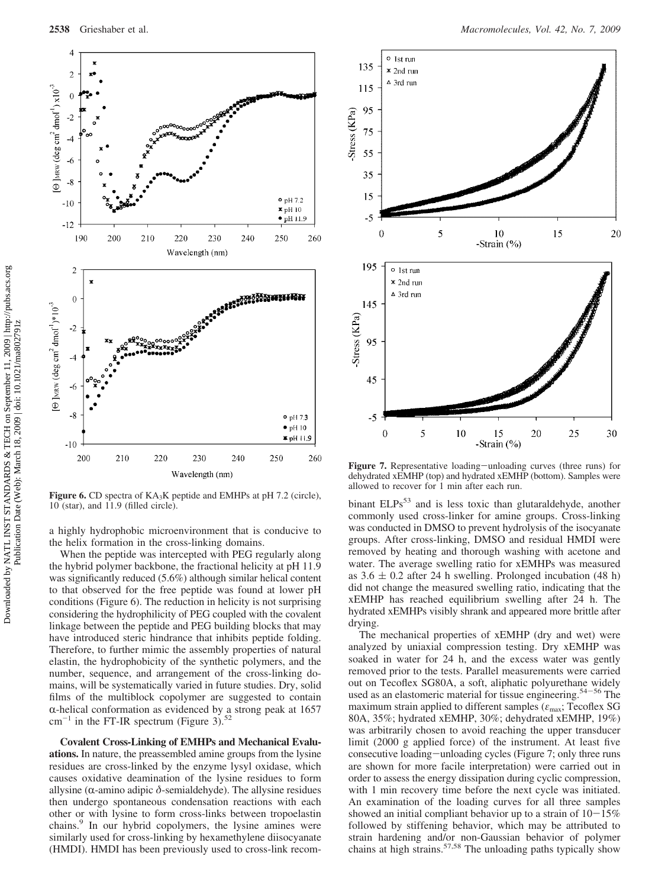Figure 6. CD spectra of $KA_3K$ peptide and EMHPs at pH 7.2 (circle), 10 (star), and 11.9 (filled circle).

a highly hydrophobic microenvironment that is conducive to the helix formation in the cross-linking domains.

When the peptide was intercepted with PEG regularly along the hybrid polymer backbone, the fractional helicity at pH 11.9 was significantly reduced (5.6%) although similar helical content to that observed for the free peptide was found at lower pH conditions (Figure 6). The reduction in helicity is not surprising considering the hydrophilicity of PEG coupled with the covalent linkage between the peptide and PEG building blocks that may have introduced steric hindrance that inhibits peptide folding. Therefore, to further mimic the assembly properties of natural elastin, the hydrophobicity of the synthetic polymers, and the number, sequence, and arrangement of the cross-linking domains, will be systematically varied in future studies. Dry, solid films of the multiblock copolymer are suggested to contain α-helical conformation as evidenced by a strong peak at 1657 $cm^{-1}$ in the FT-IR spectrum (Figure 3).[52]

**Covalent Cross-Linking of EMHPs and Mechanical Evaluations.** In nature, the preassembled amine groups from the lysine residues are cross-linked by the enzyme lysyl oxidase, which causes oxidative deamination of the lysine residues to form allysine (α-amino adipic δ-semialdehyde). The allysine residues then undergo spontaneous condensation reactions with each other or with lysine to form cross-links between tropoelastin chains.[9] In our hybrid copolymers, the lysine amines were similarly used for cross-linking by hexamethylene diisocyanate (HMDI). HMDI has been previously used to cross-link recombinant ELPs[53] and is less toxic than glutaraldehyde, another commonly used cross-linker for amine groups. Cross-linking was conducted in DMSO to prevent hydrolysis of the isocyanate groups. After cross-linking, DMSO and residual HMDI were removed by heating and thorough washing with acetone and water. The average swelling ratio for xEMHPs was measured as 3.6 ± 0.2 after 24 h swelling. Prolonged incubation (48 h) did not change the measured swelling ratio, indicating that the xEMHP has reached equilibrium swelling after 24 h. The hydrated xEMHPs visibly shrank and appeared more brittle after drying.

Figure 7. Representative loading−unloading curves (three runs) for dehydrated xEMHP (top) and hydrated xEMHP (bottom). Samples were allowed to recover for 1 min after each run.

The mechanical properties of xEMHP (dry and wet) were analyzed by uniaxial compression testing. Dry xEMHP was soaked in water for 24 h, and the excess water was gently removed prior to the tests. Parallel measurements were carried out on Tecoflex SG80A, a soft, aliphatic polyurethane widely used as an elastomeric material for tissue engineering.[54−56] The maximum strain applied to different samples ($\varepsilon_{max}$; Tecoflex SG 80A, 35%; hydrated xEMHP, 30%; dehydrated xEMHP, 19%) was arbitrarily chosen to avoid reaching the upper transducer limit (2000 g applied force) of the instrument. At least five consecutive loading−unloading cycles (Figure 7; only three runs are shown for more facile interpretation) were carried out in order to assess the energy dissipation during cyclic compression, with 1 min recovery time before the next cycle was initiated. An examination of the loading curves for all three samples showed an initial compliant behavior up to a strain of 10−15% followed by stiffening behavior, which may be attributed to strain hardening and/or non-Gaussian behavior of polymer chains at high strains.[57,58] The unloading paths typically show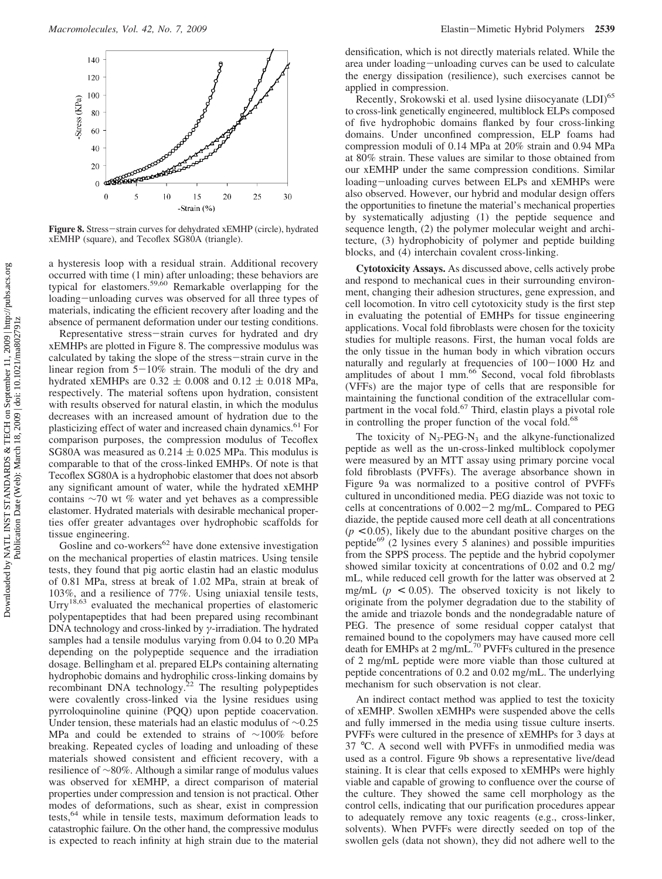**Figure 8.** Stress–strain curves for dehydrated xEMHP (circle), hydrated xEMHP (square), and Tecoflex SG80A (triangle).

a hysteresis loop with a residual strain. Additional recovery occurred with time (1 min) after unloading; these behaviors are typical for elastomers.[59,60] Remarkable overlapping for the loading–unloading curves was observed for all three types of materials, indicating the efficient recovery after loading and the absence of permanent deformation under our testing conditions.

Representative stress–strain curves for hydrated and dry xEMHPs are plotted in Figure 8. The compressive modulus was calculated by taking the slope of the stress–strain curve in the linear region from 5–10% strain. The moduli of the dry and hydrated xEMHPs are $0.32 \pm 0.008$ and $0.12 \pm 0.018$ MPa, respectively. The material softens upon hydration, consistent with results observed for natural elastin, in which the modulus decreases with an increased amount of hydration due to the plasticizing effect of water and increased chain dynamics.[61] For comparison purposes, the compression modulus of Tecoflex SG80A was measured as $0.214 \pm 0.025$ MPa. This modulus is comparable to that of the cross-linked EMHPs. Of note is that Tecoflex SG80A is a hydrophobic elastomer that does not absorb any significant amount of water, while the hydrated xEMHP contains ~70 wt % water and yet behaves as a compressible elastomer. Hydrated materials with desirable mechanical properties offer greater advantages over hydrophobic scaffolds for tissue engineering.

Gosline and co-workers[62] have done extensive investigation on the mechanical properties of elastin matrices. Using tensile tests, they found that pig aortic elastin had an elastic modulus of 0.81 MPa, stress at break of 1.02 MPa, strain at break of 103%, and a resilience of 77%. Using uniaxial tensile tests, Urry[18,63] evaluated the mechanical properties of elastomeric polypentapeptides that had been prepared using recombinant DNA technology and cross-linked by $\gamma$-irradiation. The hydrated samples had a tensile modulus varying from 0.04 to 0.20 MPa depending on the polypeptide sequence and the irradiation dosage. Bellingham et al. prepared ELPs containing alternating hydrophobic domains and hydrophilic cross-linking domains by recombinant DNA technology.[22] The resulting polypeptides were covalently cross-linked via the lysine residues using pyrroloquinoline quinine (PQQ) upon peptide coacervation. Under tension, these materials had an elastic modulus of ~0.25 MPa and could be extended to strains of ~100% before breaking. Repeated cycles of loading and unloading of these materials showed consistent and efficient recovery, with a resilience of ~80%. Although a similar range of modulus values was observed for xEMHP, a direct comparison of material properties under compression and tension is not practical. Other modes of deformations, such as shear, exist in compression tests,[64] while in tensile tests, maximum deformation leads to catastrophic failure. On the other hand, the compressive modulus is expected to reach infinity at high strain due to the material densification, which is not directly materials related. While the area under loading–unloading curves can be used to calculate the energy dissipation (resilience), such exercises cannot be applied in compression.

Recently, Srokowski et al. used lysine diisocyanate (LDI)[65] to cross-link genetically engineered, multiblock ELPs composed of five hydrophobic domains flanked by four cross-linking domains. Under unconfined compression, ELP foams had compression moduli of 0.14 MPa at 20% strain and 0.94 MPa at 80% strain. These values are similar to those obtained from our xEMHP under the same compression conditions. Similar loading–unloading curves between ELPs and xEMHPs were also observed. However, our hybrid and modular design offers the opportunities to finetune the material's mechanical properties by systematically adjusting (1) the peptide sequence and sequence length, (2) the polymer molecular weight and architecture, (3) hydrophobicity of polymer and peptide building blocks, and (4) interchain covalent cross-linking.

**Cytotoxicity Assays.** As discussed above, cells actively probe and respond to mechanical cues in their surrounding environment, changing their adhesion structures, gene expression, and cell locomotion. In vitro cell cytotoxicity study is the first step in evaluating the potential of EMHPs for tissue engineering applications. Vocal fold fibroblasts were chosen for the toxicity studies for multiple reasons. First, the human vocal folds are the only tissue in the human body in which vibration occurs naturally and regularly at frequencies of 100–1000 Hz and amplitudes of about 1 mm.[66] Second, vocal fold fibroblasts (VFFs) are the major type of cells that are responsible for maintaining the functional condition of the extracellular compartment in the vocal fold.[67] Third, elastin plays a pivotal role in controlling the proper function of the vocal fold.[68]

The toxicity of $N_3$-PEG-$N_3$ and the alkyne-functionalized peptide as well as the un-cross-linked multiblock copolymer were measured by an MTT assay using primary porcine vocal fold fibroblasts (PVFFs). The average absorbance shown in Figure 9a was normalized to a positive control of PVFFs cultured in unconditioned media. PEG diazide was not toxic to cells at concentrations of 0.002–2 mg/mL. Compared to PEG diazide, the peptide caused more cell death at all concentrations ($p < 0.05$), likely due to the abundant positive charges on the peptide[69] (2 lysines every 5 alanines) and possible impurities from the SPPS process. The peptide and the hybrid copolymer showed similar toxicity at concentrations of 0.02 and 0.2 mg/mL, while reduced cell growth for the latter was observed at 2 mg/mL ($p < 0.05$). The observed toxicity is not likely to originate from the polymer degradation due to the stability of the amide and triazole bonds and the nondegradable nature of PEG. The presence of some residual copper catalyst that remained bound to the copolymers may have caused more cell death for EMHPs at 2 mg/mL.[70] PVFFs cultured in the presence of 2 mg/mL peptide were more viable than those cultured at peptide concentrations of 0.2 and 0.02 mg/mL. The underlying mechanism for such observation is not clear.

An indirect contact method was applied to test the toxicity of xEMHP. Swollen xEMHPs were suspended above the cells and fully immersed in the media using tissue culture inserts. PVFFs were cultured in the presence of xEMHPs for 3 days at 37 °C. A second well with PVFFs in unmodified media was used as a control. Figure 9b shows a representative live/dead staining. It is clear that cells exposed to xEMHPs were highly viable and capable of growing to confluence over the course of the culture. They showed the same cell morphology as the control cells, indicating that our purification procedures appear to adequately remove any toxic reagents (e.g., cross-linker, solvents). When PVFFs were directly seeded on top of the swollen gels (data not shown), they did not adhere well to the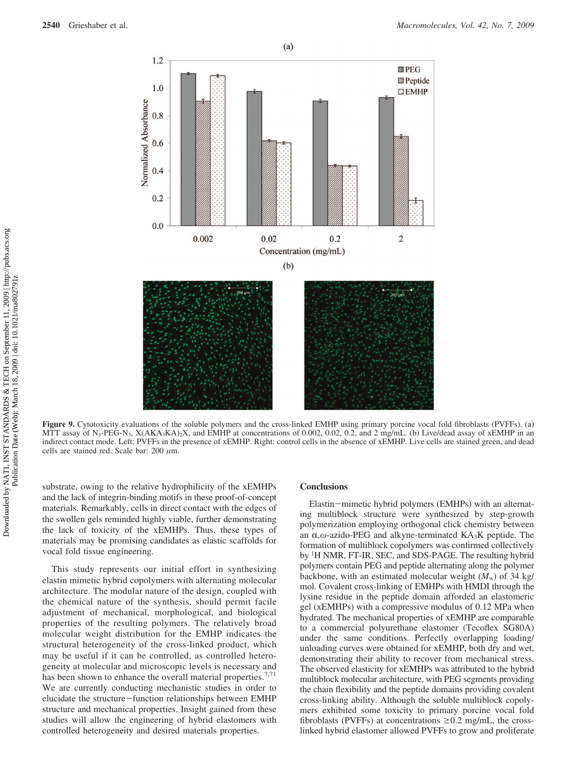Figure 9. Cytotoxicity evaluations of the soluble polymers and the cross-linked EMHP using primary porcine vocal fold fibroblasts (PVFFs). (a) MTT assay of $N_3$-PEG-$N_3$, $X(AKA_3KA)_2X$, and EMHP at concentrations of 0.002, 0.02, 0.2, and 2 mg/mL. (b) Live/dead assay of xEMHP in an indirect contact mode. Left: PVFFs in the presence of xEMHP. Right: control cells in the absence of xEMHP. Live cells are stained green, and dead cells are stained red. Scale bar: 200 $\mu$m.

substrate, owing to the relative hydrophilicity of the xEMHPs and the lack of integrin-binding motifs in these proof-of-concept materials. Remarkably, cells in direct contact with the edges of the swollen gels reminded highly viable, further demonstrating the lack of toxicity of the xEMHPs. Thus, these types of materials may be promising candidates as elastic scaffolds for vocal fold tissue engineering.

This study represents our initial effort in synthesizing elastin mimetic hybrid copolymers with alternating molecular architecture. The modular nature of the design, coupled with the chemical nature of the synthesis, should permit facile adjustment of mechanical, morphological, and biological properties of the resulting polymers. The relatively broad molecular weight distribution for the EMHP indicates the structural heterogeneity of the cross-linked product, which may be useful if it can be controlled, as controlled heterogeneity at molecular and microscopic levels is necessary and has been shown to enhance the overall material properties.[7,71] We are currently conducting mechanistic studies in order to elucidate the structure–function relationships between EMHP structure and mechanical properties. Insight gained from these studies will allow the engineering of hybrid elastomers with controlled heterogeneity and desired materials properties.

## Conclusions

Elastin–mimetic hybrid polymers (EMHPs) with an alternating multiblock structure were synthesized by step-growth polymerization employing orthogonal click chemistry between an $\alpha,\omega$-azido-PEG and alkyne-terminated $KA_3K$ peptide. The formation of multiblock copolymers was confirmed collectively by $^1$H NMR, FT-IR, SEC, and SDS-PAGE. The resulting hybrid polymers contain PEG and peptide alternating along the polymer backbone, with an estimated molecular weight ($M_w$) of 34 kg/mol. Covalent cross-linking of EMHPs with HMDI through the lysine residue in the peptide domain afforded an elastomeric gel (xEMHPs) with a compressive modulus of 0.12 MPa when hydrated. The mechanical properties of xEMHP are comparable to a commercial polyurethane elastomer (Tecoflex SG80A) under the same conditions. Perfectly overlapping loading/unloading curves were obtained for xEMHP, both dry and wet, demonstrating their ability to recover from mechanical stress. The observed elasticity for xEMHPs was attributed to the hybrid multiblock molecular architecture, with PEG segments providing the chain flexibility and the peptide domains providing covalent cross-linking ability. Although the soluble multiblock copolymers exhibited some toxicity to primary porcine vocal fold fibroblasts (PVFFs) at concentrations $\geq$0.2 mg/mL, the cross-linked hybrid elastomer allowed PVFFs to grow and proliferate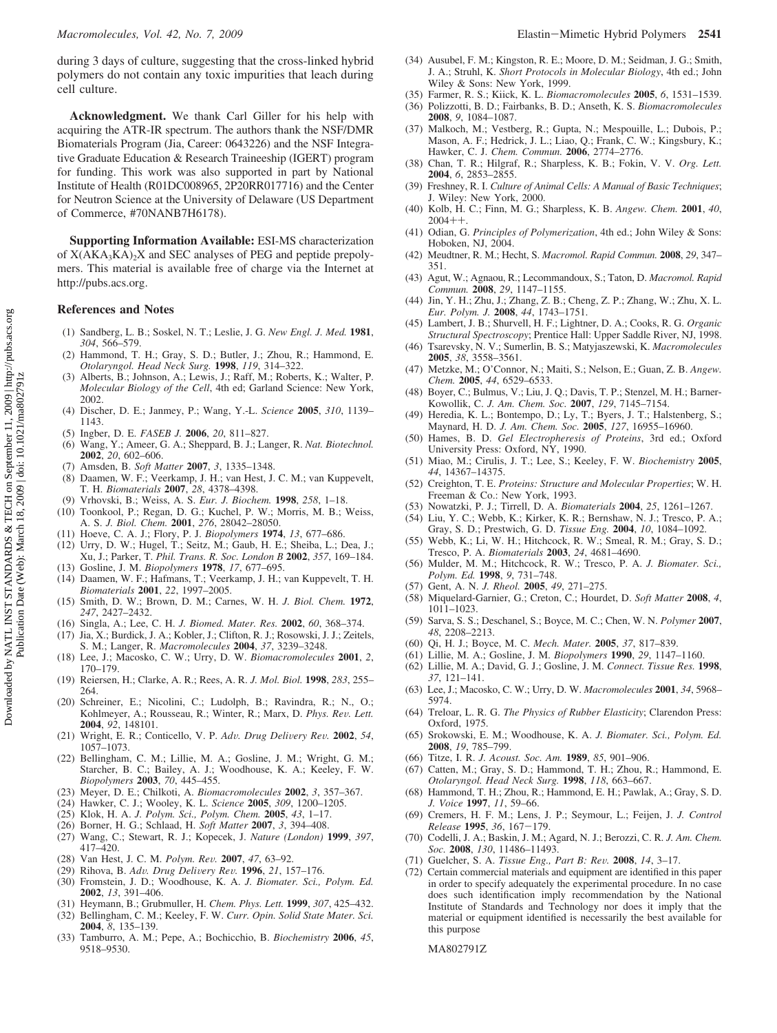during 3 days of culture, suggesting that the cross-linked hybrid polymers do not contain any toxic impurities that leach during cell culture.

**Acknowledgment.** We thank Carl Giller for his help with acquiring the ATR-IR spectrum. The authors thank the NSF/DMR Biomaterials Program (Jia, Career: 0643226) and the NSF Integrative Graduate Education & Research Traineeship (IGERT) program for funding. This work was also supported in part by National Institute of Health (R01DC008965, 2P20RR017716) and the Center for Neutron Science at the University of Delaware (US Department of Commerce, #70NANB7H6178).

**Supporting Information Available:** ESI-MS characterization of $X(AKA_3KA)_2X$ and SEC analyses of PEG and peptide prepolymers. This material is available free of charge via the Internet at http://pubs.acs.org.

## References and Notes

(1) Sandberg, L. B.; Soskel, N. T.; Leslie, J. G. *New Engl. J. Med.* **1981**, *304*, 566–579.
(2) Hammond, T. H.; Gray, S. D.; Butler, J.; Zhou, R.; Hammond, E. *Otolaryngol. Head Neck Surg.* **1998**, *119*, 314–322.
(3) Alberts, B.; Johnson, A.; Lewis, J.; Raff, M.; Roberts, K.; Walter, P. *Molecular Biology of the Cell*, 4th ed; Garland Science: New York, 2002.
(4) Discher, D. E.; Janmey, P.; Wang, Y.-L. *Science* **2005**, *310*, 1139–1143.
(5) Ingber, D. E. *FASEB J.* **2006**, *20*, 811–827.
(6) Wang, Y.; Ameer, G. A.; Sheppard, B. J.; Langer, R. *Nat. Biotechnol.* **2002**, *20*, 602–606.
(7) Amsden, B. *Soft Matter* **2007**, *3*, 1335–1348.
(8) Daamen, W. F.; Veerkamp, J. H.; van Hest, J. C. M.; van Kuppevelt, T. H. *Biomaterials* **2007**, *28*, 4378–4398.
(9) Vrhovski, B.; Weiss, A. S. *Eur. J. Biochem.* **1998**, *258*, 1–18.
(10) Toonkool, P.; Regan, D. G.; Kuchel, P. W.; Morris, M. B.; Weiss, A. S. *J. Biol. Chem.* **2001**, *276*, 28042–28050.
(11) Hoeve, C. A. J.; Flory, P. J. *Biopolymers* **1974**, *13*, 677–686.
(12) Urry, D. W.; Hugel, T.; Seitz, M.; Gaub, H. E.; Sheiba, L.; Dea, J.; Xu, J.; Parker, T. *Phil. Trans. R. Soc. London B* **2002**, *357*, 169–184.
(13) Gosline, J. M. *Biopolymers* **1978**, *17*, 677–695.
(14) Daamen, W. F.; Hafmans, T.; Veerkamp, J. H.; van Kuppevelt, T. H. *Biomaterials* **2001**, *22*, 1997–2005.
(15) Smith, D. W.; Brown, D. M.; Carnes, W. H. *J. Biol. Chem.* **1972**, *247*, 2427–2432.
(16) Singla, A.; Lee, C. H. *J. Biomed. Mater. Res.* **2002**, *60*, 368–374.
(17) Jia, X.; Burdick, J. A.; Kobler, J.; Clifton, R. J.; Rosowski, J. J.; Zeitels, S. M.; Langer, R. *Macromolecules* **2004**, *37*, 3239–3248.
(18) Lee, J.; Macosko, C. W.; Urry, D. W. *Biomacromolecules* **2001**, *2*, 170–179.
(19) Reiersen, H.; Clarke, A. R.; Rees, A. R. *J. Mol. Biol.* **1998**, *283*, 255–264.
(20) Schreiner, E.; Nicolini, C.; Ludolph, B.; Ravindra, R.; N., O.; Kohlmeyer, A.; Rousseau, R.; Winter, R.; Marx, D. *Phys. Rev. Lett.* **2004**, *92*, 148101.
(21) Wright, E. R.; Conticello, V. P. *Adv. Drug Delivery Rev.* **2002**, *54*, 1057–1073.
(22) Bellingham, C. M.; Lillie, M. A.; Gosline, J. M.; Wright, G. M.; Starcher, B. C.; Bailey, A. J.; Woodhouse, K. A.; Keeley, F. W. *Biopolymers* **2003**, *70*, 445–455.
(23) Meyer, D. E.; Chilkoti, A. *Biomacromolecules* **2002**, *3*, 357–367.
(24) Hawker, C. J.; Wooley, K. L. *Science* **2005**, *309*, 1200–1205.
(25) Klok, H. A. *J. Polym. Sci., Polym. Chem.* **2005**, *43*, 1–17.
(26) Borner, H. G.; Schlaad, H. *Soft Matter* **2007**, *3*, 394–408.
(27) Wang, C.; Stewart, R. J.; Kopecek, J. *Nature (London)* **1999**, *397*, 417–420.
(28) Van Hest, J. C. M. *Polym. Rev.* **2007**, *47*, 63–92.
(29) Rihova, B. *Adv. Drug Delivery Rev.* **1996**, *21*, 157–176.
(30) Fromstein, J. D.; Woodhouse, K. A. *J. Biomater. Sci., Polym. Ed.* **2002**, *13*, 391–406.
(31) Heymann, B.; Grubmuller, H. *Chem. Phys. Lett.* **1999**, *307*, 425–432.
(32) Bellingham, C. M.; Keeley, F. W. *Curr. Opin. Solid State Mater. Sci.* **2004**, *8*, 135–139.
(33) Tamburro, A. M.; Pepe, A.; Bochicchio, B. *Biochemistry* **2006**, *45*, 9518–9530.
(34) Ausubel, F. M.; Kingston, R. E.; Moore, D. M.; Seidman, J. G.; Smith, J. A.; Struhl, K. *Short Protocols in Molecular Biology*, 4th ed.; John Wiley & Sons: New York, 1999.
(35) Farmer, R. S.; Kiick, K. L. *Biomacromolecules* **2005**, *6*, 1531–1539.
(36) Polizzotti, B. D.; Fairbanks, B. D.; Anseth, K. S. *Biomacromolecules* **2008**, *9*, 1084–1087.
(37) Malkoch, M.; Vestberg, R.; Gupta, N.; Mespouille, L.; Dubois, P.; Mason, A. F.; Hedrick, J. L.; Liao, Q.; Frank, C. W.; Kingsbury, K.; Hawker, C. J. *Chem. Commun.* **2006**, 2774–2776.
(38) Chan, T. R.; Hilgraf, R.; Sharpless, K. B.; Fokin, V. V. *Org. Lett.* **2004**, *6*, 2853–2855.
(39) Freshney, R. I. *Culture of Animal Cells: A Manual of Basic Techniques*; J. Wiley: New York, 2000.
(40) Kolb, H. C.; Finn, M. G.; Sharpless, K. B. *Angew. Chem.* **2001**, *40*, 2004++.
(41) Odian, G. *Principles of Polymerization*, 4th ed.; John Wiley & Sons: Hoboken, NJ, 2004.
(42) Meudtner, R. M.; Hecht, S. *Macromol. Rapid Commun.* **2008**, *29*, 347–351.
(43) Agut, W.; Agnaou, R.; Lecommandoux, S.; Taton, D. *Macromol. Rapid Commun.* **2008**, *29*, 1147–1155.
(44) Jin, Y. H.; Zhu, J.; Zhang, Z. B.; Cheng, Z. P.; Zhang, W.; Zhu, X. L. *Eur. Polym. J.* **2008**, *44*, 1743–1751.
(45) Lambert, J. B.; Shurvell, H. F.; Lightner, D. A.; Cooks, R. G. *Organic Structural Spectroscopy*; Prentice Hall: Upper Saddle River, NJ, 1998.
(46) Tsarevsky, N. V.; Sumerlin, B. S.; Matyjaszewski, K. *Macromolecules* **2005**, *38*, 3558–3561.
(47) Metzke, M.; O'Connor, N.; Maiti, S.; Nelson, E.; Guan, Z. B. *Angew. Chem.* **2005**, *44*, 6529–6533.
(48) Boyer, C.; Bulmus, V.; Liu, J. Q.; Davis, T. P.; Stenzel, M. H.; Barner-Kowollik, C. *J. Am. Chem. Soc.* **2007**, *129*, 7145–7154.
(49) Heredia, K. L.; Bontempo, D.; Ly, T.; Byers, J. T.; Halstenberg, S.; Maynard, H. D. *J. Am. Chem. Soc.* **2005**, *127*, 16955–16960.
(50) Hames, B. D. *Gel Electropheresis of Proteins*, 3rd ed.; Oxford University Press: Oxford, NY, 1990.
(51) Miao, M.; Cirulis, J. T.; Lee, S.; Keeley, F. W. *Biochemistry* **2005**, *44*, 14367–14375.
(52) Creighton, T. E. *Proteins: Structure and Molecular Properties*; W. H. Freeman & Co.: New York, 1993.
(53) Nowatzki, P. J.; Tirrell, D. A. *Biomaterials* **2004**, *25*, 1261–1267.
(54) Liu, Y. C.; Webb, K.; Kirker, K. R.; Bernshaw, N. J.; Tresco, P. A.; Gray, S. D.; Prestwich, G. D. *Tissue Eng.* **2004**, *10*, 1084–1092.
(55) Webb, K.; Li, W. H.; Hitchcock, R. W.; Smeal, R. M.; Gray, S. D.; Tresco, P. A. *Biomaterials* **2003**, *24*, 4681–4690.
(56) Mulder, M. M.; Hitchcock, R. W.; Tresco, P. A. *J. Biomater. Sci., Polym. Ed.* **1998**, *9*, 731–748.
(57) Gent, A. N. *J. Rheol.* **2005**, *49*, 271–275.
(58) Miquelard-Garnier, G.; Creton, C.; Hourdet, D. *Soft Matter* **2008**, *4*, 1011–1023.
(59) Sarva, S. S.; Deschanel, S.; Boyce, M. C.; Chen, W. N. *Polymer* **2007**, *48*, 2208–2213.
(60) Qi, H. J.; Boyce, M. C. *Mech. Mater.* **2005**, *37*, 817–839.
(61) Lillie, M. A.; Gosline, J. M. *Biopolymers* **1990**, *29*, 1147–1160.
(62) Lillie, M. A.; David, G. J.; Gosline, J. M. *Connect. Tissue Res.* **1998**, *37*, 121–141.
(63) Lee, J.; Macosko, C. W.; Urry, D. W. *Macromolecules* **2001**, *34*, 5968–5974.
(64) Treloar, L. R. G. *The Physics of Rubber Elasticity*; Clarendon Press: Oxford, 1975.
(65) Srokowski, E. M.; Woodhouse, K. A. *J. Biomater. Sci., Polym. Ed.* **2008**, *19*, 785–799.
(66) Titze, I. R. *J. Acoust. Soc. Am.* **1989**, *85*, 901–906.
(67) Catten, M.; Gray, S. D.; Hammond, T. H.; Zhou, R.; Hammond, E. *Otolaryngol. Head Neck Surg.* **1998**, *118*, 663–667.
(68) Hammond, T. H.; Zhou, R.; Hammond, E. H.; Pawlak, A.; Gray, S. D. *J. Voice* **1997**, *11*, 59–66.
(69) Cremers, H. F. M.; Lens, J. P.; Seymour, L.; Feijen, J. *J. Control Release* **1995**, *36*, 167–179.
(70) Codelli, J. A.; Baskin, J. M.; Agard, N. J.; Berozzi, C. R. *J. Am. Chem. Soc.* **2008**, *130*, 11486–11493.
(71) Guelcher, S. A. *Tissue Eng., Part B: Rev.* **2008**, *14*, 3–17.
(72) Certain commercial materials and equipment are identified in this paper in order to specify adequately the experimental procedure. In no case does such identification imply recommendation by the National Institute of Standards and Technology nor does it imply that the material or equipment identified is necessarily the best available for this purpose

MA802791Z